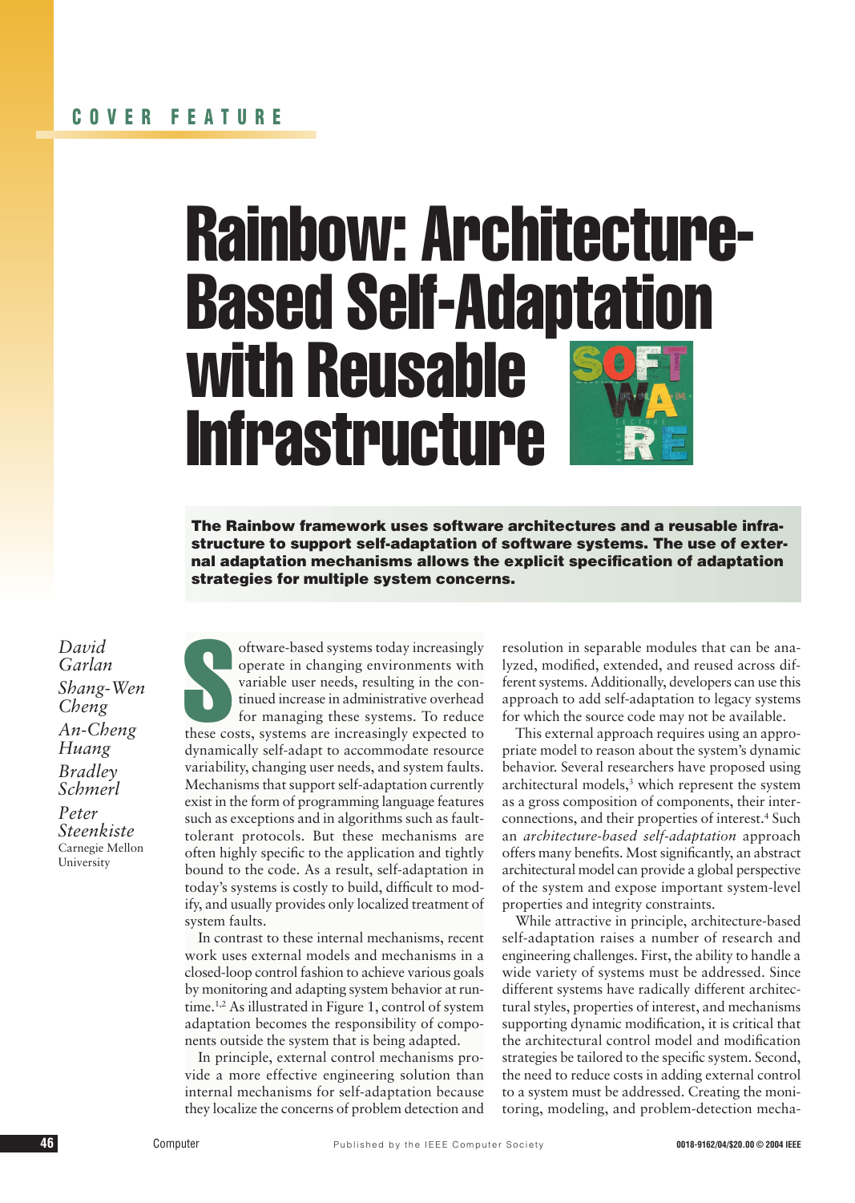COVER FEATURE

# Rainbow: Architecture-Based Self-Adaptation with Reusable Infrastructure

**The Rainbow framework uses software architectures and a reusable infrastructure to support self-adaptation of software systems. The use of external adaptation mechanisms allows the explicit specification of adaptation strategies for multiple system concerns.**

*David Garlan*
*Shang-Wen Cheng*
*An-Cheng Huang*
*Bradley Schmerl*
*Peter Steenkiste*
Carnegie Mellon University

Software-based systems today increasingly operate in changing environments with variable user needs, resulting in the continued increase in administrative overhead for managing these systems. To reduce these costs, systems are increasingly expected to dynamically self-adapt to accommodate resource variability, changing user needs, and system faults. Mechanisms that support self-adaptation currently exist in the form of programming language features such as exceptions and in algorithms such as fault-tolerant protocols. But these mechanisms are often highly specific to the application and tightly bound to the code. As a result, self-adaptation in today's systems is costly to build, difficult to modify, and usually provides only localized treatment of system faults.

In contrast to these internal mechanisms, recent work uses external models and mechanisms in a closed-loop control fashion to achieve various goals by monitoring and adapting system behavior at runtime.[1,2] As illustrated in Figure 1, control of system adaptation becomes the responsibility of components outside the system that is being adapted.

In principle, external control mechanisms provide a more effective engineering solution than internal mechanisms for self-adaptation because they localize the concerns of problem detection and resolution in separable modules that can be analyzed, modified, extended, and reused across different systems. Additionally, developers can use this approach to add self-adaptation to legacy systems for which the source code may not be available.

This external approach requires using an appropriate model to reason about the system's dynamic behavior. Several researchers have proposed using architectural models,[3] which represent the system as a gross composition of components, their interconnections, and their properties of interest.[4] Such an *architecture-based self-adaptation* approach offers many benefits. Most significantly, an abstract architectural model can provide a global perspective of the system and expose important system-level properties and integrity constraints.

While attractive in principle, architecture-based self-adaptation raises a number of research and engineering challenges. First, the ability to handle a wide variety of systems must be addressed. Since different systems have radically different architectural styles, properties of interest, and mechanisms supporting dynamic modification, it is critical that the architectural control model and modification strategies be tailored to the specific system. Second, the need to reduce costs in adding external control to a system must be addressed. Creating the monitoring, modeling, and problem-detection mecha-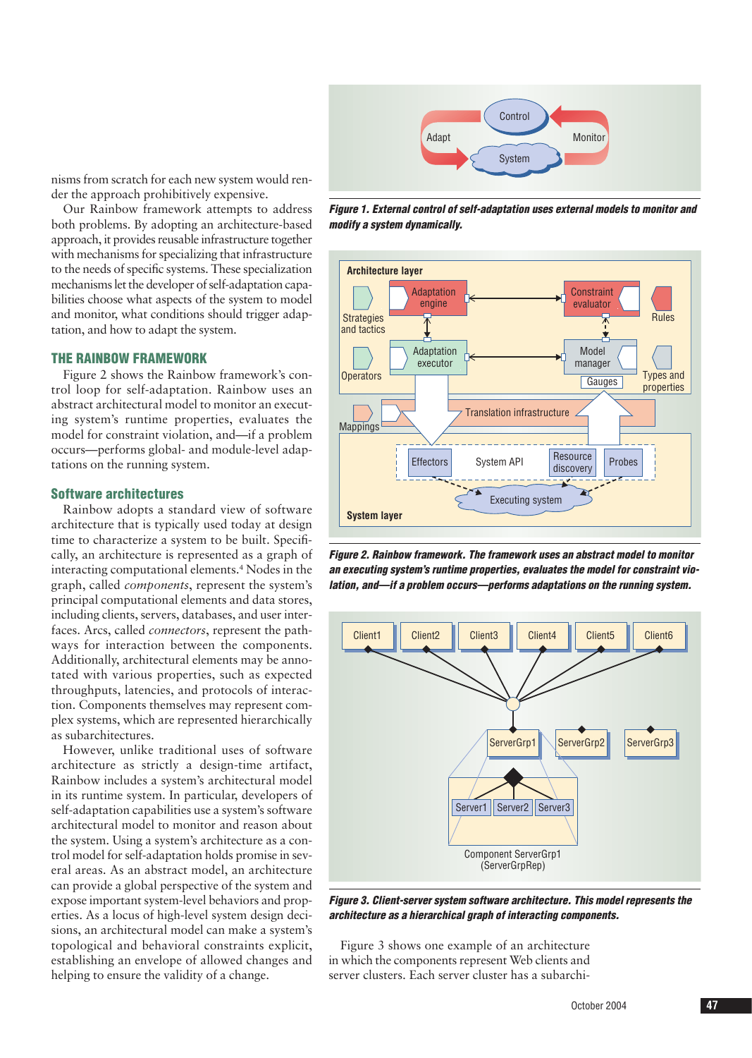nisms from scratch for each new system would render the approach prohibitively expensive.

Our Rainbow framework attempts to address both problems. By adopting an architecture-based approach, it provides reusable infrastructure together with mechanisms for specializing that infrastructure to the needs of specific systems. These specialization mechanisms let the developer of self-adaptation capabilities choose what aspects of the system to model and monitor, what conditions should trigger adaptation, and how to adapt the system.

## THE RAINBOW FRAMEWORK

Figure 2 shows the Rainbow framework's control loop for self-adaptation. Rainbow uses an abstract architectural model to monitor an executing system's runtime properties, evaluates the model for constraint violation, and—if a problem occurs—performs global- and module-level adaptations on the running system.

### Software architectures

Rainbow adopts a standard view of software architecture that is typically used today at design time to characterize a system to be built. Specifically, an architecture is represented as a graph of interacting computational elements.[4] Nodes in the graph, called *components*, represent the system's principal computational elements and data stores, including clients, servers, databases, and user interfaces. Arcs, called *connectors*, represent the pathways for interaction between the components. Additionally, architectural elements may be annotated with various properties, such as expected throughputs, latencies, and protocols of interaction. Components themselves may represent complex systems, which are represented hierarchically as subarchitectures.

However, unlike traditional uses of software architecture as strictly a design-time artifact, Rainbow includes a system's architectural model in its runtime system. In particular, developers of self-adaptation capabilities use a system's software architectural model to monitor and reason about the system. Using a system's architecture as a control model for self-adaptation holds promise in several areas. As an abstract model, an architecture can provide a global perspective of the system and expose important system-level behaviors and properties. As a locus of high-level system design decisions, an architectural model can make a system's topological and behavioral constraints explicit, establishing an envelope of allowed changes and helping to ensure the validity of a change.

**Figure 1. External control of self-adaptation uses external models to monitor and modify a system dynamically.**

**Figure 2. Rainbow framework. The framework uses an abstract model to monitor an executing system's runtime properties, evaluates the model for constraint violation, and—if a problem occurs—performs adaptations on the running system.**

**Figure 3. Client-server system software architecture. This model represents the architecture as a hierarchical graph of interacting components.**

Figure 3 shows one example of an architecture in which the components represent Web clients and server clusters. Each server cluster has a subarchi-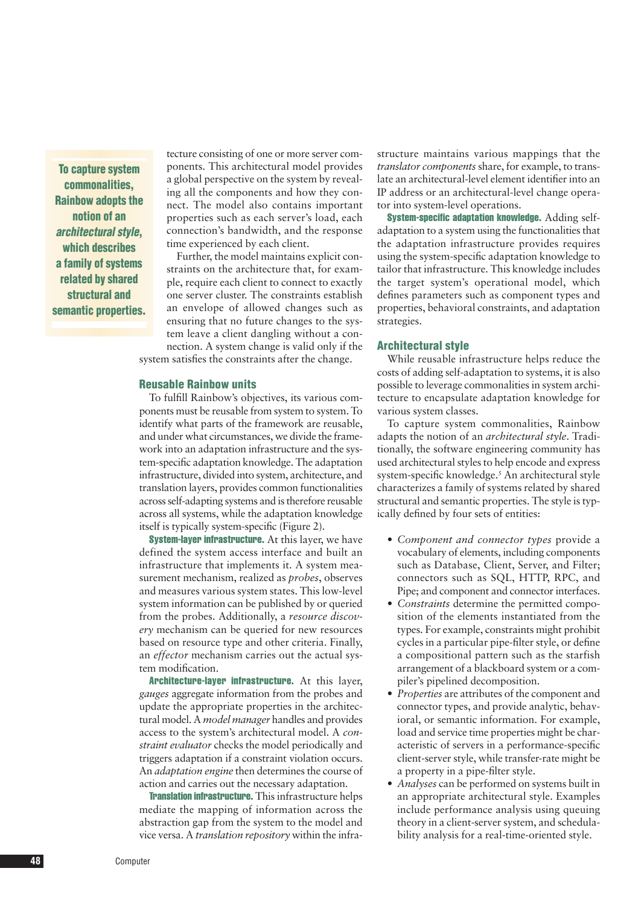tecture consisting of one or more server components. This architectural model provides a global perspective on the system by revealing all the components and how they connect. The model also contains important properties such as each server's load, each connection's bandwidth, and the response time experienced by each client.

Further, the model maintains explicit constraints on the architecture that, for example, require each client to connect to exactly one server cluster. The constraints establish an envelope of allowed changes such as ensuring that no future changes to the system leave a client dangling without a connection. A system change is valid only if the system satisfies the constraints after the change.

> To capture system commonalities, Rainbow adopts the notion of an *architectural style*, which describes a family of systems related by shared structural and semantic properties.

### Reusable Rainbow units

To fulfill Rainbow's objectives, its various components must be reusable from system to system. To identify what parts of the framework are reusable, and under what circumstances, we divide the framework into an adaptation infrastructure and the system-specific adaptation knowledge. The adaptation infrastructure, divided into system, architecture, and translation layers, provides common functionalities across self-adapting systems and is therefore reusable across all systems, while the adaptation knowledge itself is typically system-specific (Figure 2).

**System-layer infrastructure.** At this layer, we have defined the system access interface and built an infrastructure that implements it. A system measurement mechanism, realized as *probes*, observes and measures various system states. This low-level system information can be published by or queried from the probes. Additionally, a *resource discovery* mechanism can be queried for new resources based on resource type and other criteria. Finally, an *effector* mechanism carries out the actual system modification.

**Architecture-layer infrastructure.** At this layer, *gauges* aggregate information from the probes and update the appropriate properties in the architectural model. A *model manager* handles and provides access to the system's architectural model. A *constraint evaluator* checks the model periodically and triggers adaptation if a constraint violation occurs. An *adaptation engine* then determines the course of action and carries out the necessary adaptation.

**Translation infrastructure.** This infrastructure helps mediate the mapping of information across the abstraction gap from the system to the model and vice versa. A *translation repository* within the infrastructure maintains various mappings that the *translator components* share, for example, to translate an architectural-level element identifier into an IP address or an architectural-level change operator into system-level operations.

**System-specific adaptation knowledge.** Adding self-adaptation to a system using the functionalities that the adaptation infrastructure provides requires using the system-specific adaptation knowledge to tailor that infrastructure. This knowledge includes the target system's operational model, which defines parameters such as component types and properties, behavioral constraints, and adaptation strategies.

## Architectural style

While reusable infrastructure helps reduce the costs of adding self-adaptation to systems, it is also possible to leverage commonalities in system architecture to encapsulate adaptation knowledge for various system classes.

To capture system commonalities, Rainbow adapts the notion of an *architectural style*. Traditionally, the software engineering community has used architectural styles to help encode and express system-specific knowledge.[5] An architectural style characterizes a family of systems related by shared structural and semantic properties. The style is typically defined by four sets of entities:

- *Component and connector types* provide a vocabulary of elements, including components such as Database, Client, Server, and Filter; connectors such as SQL, HTTP, RPC, and Pipe; and component and connector interfaces.
- *Constraints* determine the permitted composition of the elements instantiated from the types. For example, constraints might prohibit cycles in a particular pipe-filter style, or define a compositional pattern such as the starfish arrangement of a blackboard system or a compiler's pipelined decomposition.
- *Properties* are attributes of the component and connector types, and provide analytic, behavioral, or semantic information. For example, load and service time properties might be characteristic of servers in a performance-specific client-server style, while transfer-rate might be a property in a pipe-filter style.
- *Analyses* can be performed on systems built in an appropriate architectural style. Examples include performance analysis using queuing theory in a client-server system, and schedulability analysis for a real-time-oriented style.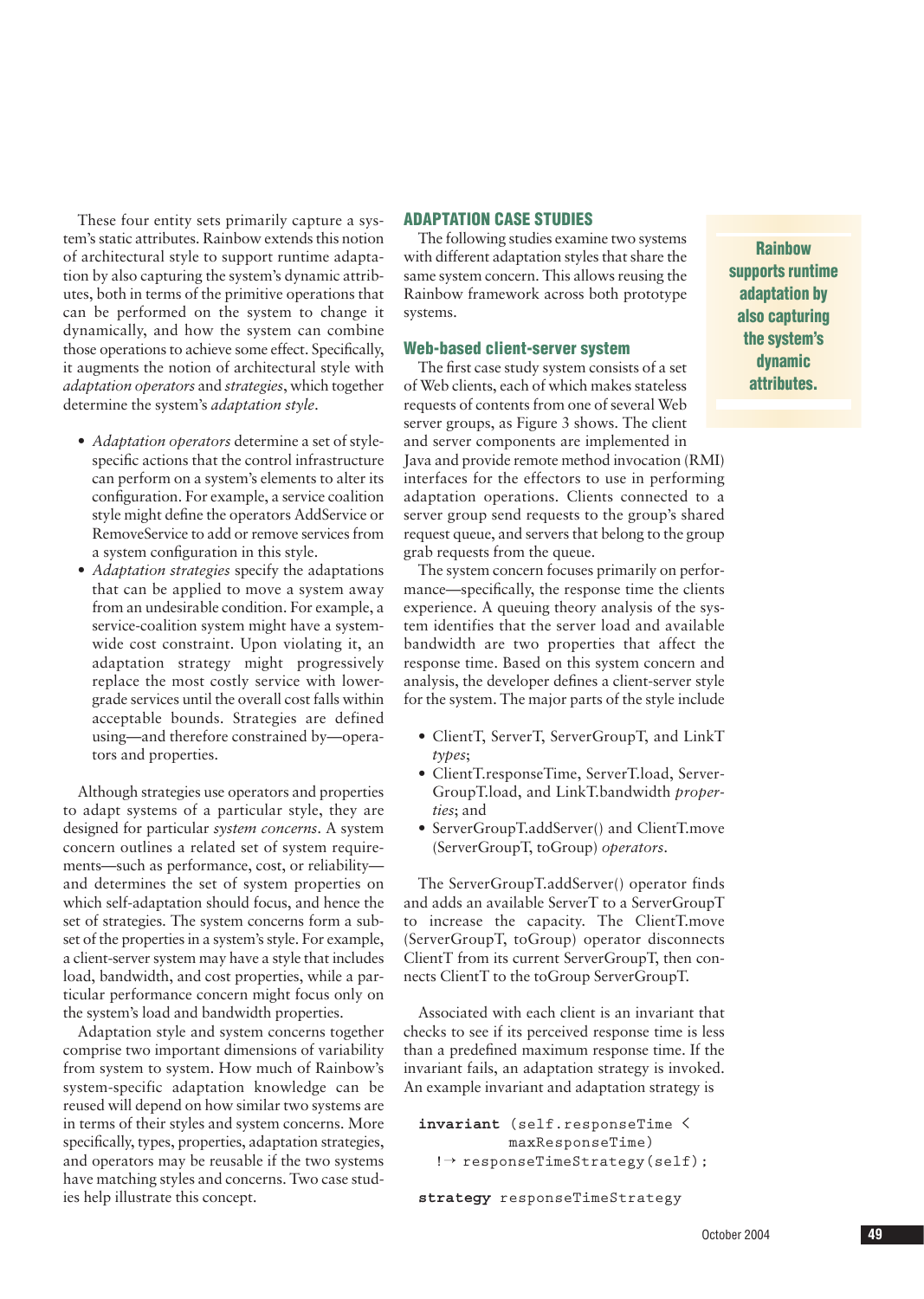These four entity sets primarily capture a system's static attributes. Rainbow extends this notion of architectural style to support runtime adaptation by also capturing the system's dynamic attributes, both in terms of the primitive operations that can be performed on the system to change it dynamically, and how the system can combine those operations to achieve some effect. Specifically, it augments the notion of architectural style with *adaptation operators* and *strategies*, which together determine the system's *adaptation style*.

- *Adaptation operators* determine a set of style-specific actions that the control infrastructure can perform on a system's elements to alter its configuration. For example, a service coalition style might define the operators AddService or RemoveService to add or remove services from a system configuration in this style.
- *Adaptation strategies* specify the adaptations that can be applied to move a system away from an undesirable condition. For example, a service-coalition system might have a system-wide cost constraint. Upon violating it, an adaptation strategy might progressively replace the most costly service with lower-grade services until the overall cost falls within acceptable bounds. Strategies are defined using—and therefore constrained by—operators and properties.

Although strategies use operators and properties to adapt systems of a particular style, they are designed for particular *system concerns*. A system concern outlines a related set of system requirements—such as performance, cost, or reliability—and determines the set of system properties on which self-adaptation should focus, and hence the set of strategies. The system concerns form a subset of the properties in a system's style. For example, a client-server system may have a style that includes load, bandwidth, and cost properties, while a particular performance concern might focus only on the system's load and bandwidth properties.

Adaptation style and system concerns together comprise two important dimensions of variability from system to system. How much of Rainbow's system-specific adaptation knowledge can be reused will depend on how similar two systems are in terms of their styles and system concerns. More specifically, types, properties, adaptation strategies, and operators may be reusable if the two systems have matching styles and concerns. Two case studies help illustrate this concept.

## ADAPTATION CASE STUDIES

The following studies examine two systems with different adaptation styles that share the same system concern. This allows reusing the Rainbow framework across both prototype systems.

**Rainbow supports runtime adaptation by also capturing the system's dynamic attributes.**

### Web-based client-server system

The first case study system consists of a set of Web clients, each of which makes stateless requests of contents from one of several Web server groups, as Figure 3 shows. The client and server components are implemented in Java and provide remote method invocation (RMI) interfaces for the effectors to use in performing adaptation operations. Clients connected to a server group send requests to the group's shared request queue, and servers that belong to the group grab requests from the queue.

The system concern focuses primarily on performance—specifically, the response time the clients experience. A queuing theory analysis of the system identifies that the server load and available bandwidth are two properties that affect the response time. Based on this system concern and analysis, the developer defines a client-server style for the system. The major parts of the style include

- ClientT, ServerT, ServerGroupT, and LinkT *types*;
- ClientT.responseTime, ServerT.load, ServerGroupT.load, and LinkT.bandwidth *properties*; and
- ServerGroupT.addServer() and ClientT.move (ServerGroupT, toGroup) *operators*.

The ServerGroupT.addServer() operator finds and adds an available ServerT to a ServerGroupT to increase the capacity. The ClientT.move (ServerGroupT, toGroup) operator disconnects ClientT from its current ServerGroupT, then connects ClientT to the toGroup ServerGroupT.

Associated with each client is an invariant that checks to see if its perceived response time is less than a predefined maximum response time. If the invariant fails, an adaptation strategy is invoked. An example invariant and adaptation strategy is

```
invariant (self.responseTime <
          maxResponseTime)
  !→ responseTimeStrategy(self);

strategy responseTimeStrategy
```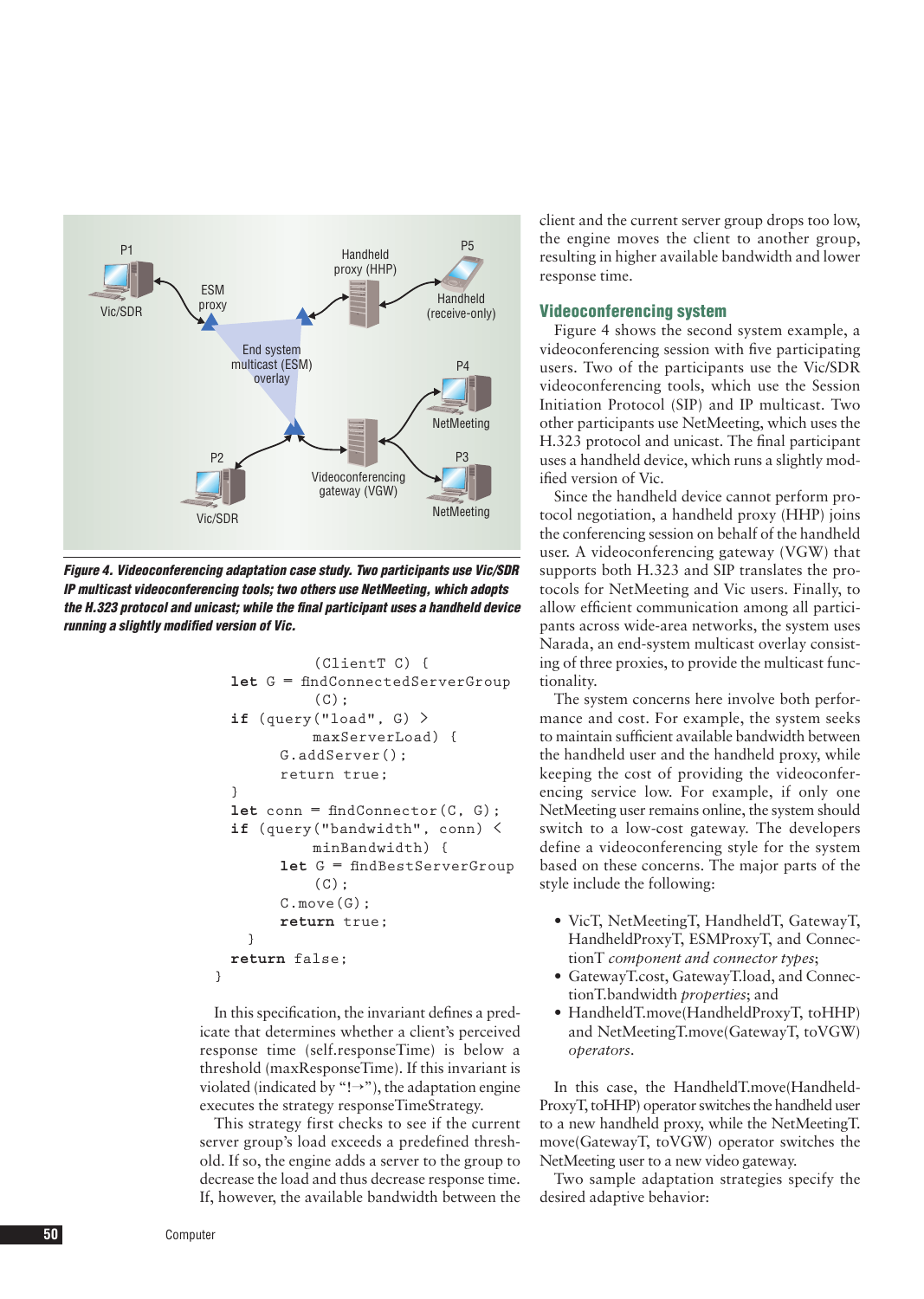**Figure 4. Videoconferencing adaptation case study. Two participants use Vic/SDR IP multicast videoconferencing tools; two others use NetMeeting, which adopts the H.323 protocol and unicast; while the final participant uses a handheld device running a slightly modified version of Vic.**

```
        (ClientT C) {
   let G = findConnectedServerGroup
        (C);
   if (query("load", G) >
        maxServerLoad) {
      G.addServer();
      return true;
   }
   let conn = findConnector(C, G);
   if (query("bandwidth", conn) <
        minBandwidth) {
      let G = findBestServerGroup
        (C);
      C.move(G);
      return true;
    }
   return false;
}
```

In this specification, the invariant defines a predicate that determines whether a client's perceived response time (self.responseTime) is below a threshold (maxResponseTime). If this invariant is violated (indicated by "!→"), the adaptation engine executes the strategy responseTimeStrategy.

This strategy first checks to see if the current server group's load exceeds a predefined threshold. If so, the engine adds a server to the group to decrease the load and thus decrease response time. If, however, the available bandwidth between the client and the current server group drops too low, the engine moves the client to another group, resulting in higher available bandwidth and lower response time.

## Videoconferencing system

Figure 4 shows the second system example, a videoconferencing session with five participating users. Two of the participants use the Vic/SDR videoconferencing tools, which use the Session Initiation Protocol (SIP) and IP multicast. Two other participants use NetMeeting, which uses the H.323 protocol and unicast. The final participant uses a handheld device, which runs a slightly modified version of Vic.

Since the handheld device cannot perform protocol negotiation, a handheld proxy (HHP) joins the conferencing session on behalf of the handheld user. A videoconferencing gateway (VGW) that supports both H.323 and SIP translates the protocols for NetMeeting and Vic users. Finally, to allow efficient communication among all participants across wide-area networks, the system uses Narada, an end-system multicast overlay consisting of three proxies, to provide the multicast functionality.

The system concerns here involve both performance and cost. For example, the system seeks to maintain sufficient available bandwidth between the handheld user and the handheld proxy, while keeping the cost of providing the videoconferencing service low. For example, if only one NetMeeting user remains online, the system should switch to a low-cost gateway. The developers define a videoconferencing style for the system based on these concerns. The major parts of the style include the following:

- VicT, NetMeetingT, HandheldT, GatewayT, HandheldProxyT, ESMProxyT, and ConnectionT *component and connector types*;
- GatewayT.cost, GatewayT.load, and ConnectionT.bandwidth *properties*; and
- HandheldT.move(HandheldProxyT, toHHP) and NetMeetingT.move(GatewayT, toVGW) *operators*.

In this case, the HandheldT.move(HandheldProxyT, toHHP) operator switches the handheld user to a new handheld proxy, while the NetMeetingT.move(GatewayT, toVGW) operator switches the NetMeeting user to a new video gateway.

Two sample adaptation strategies specify the desired adaptive behavior: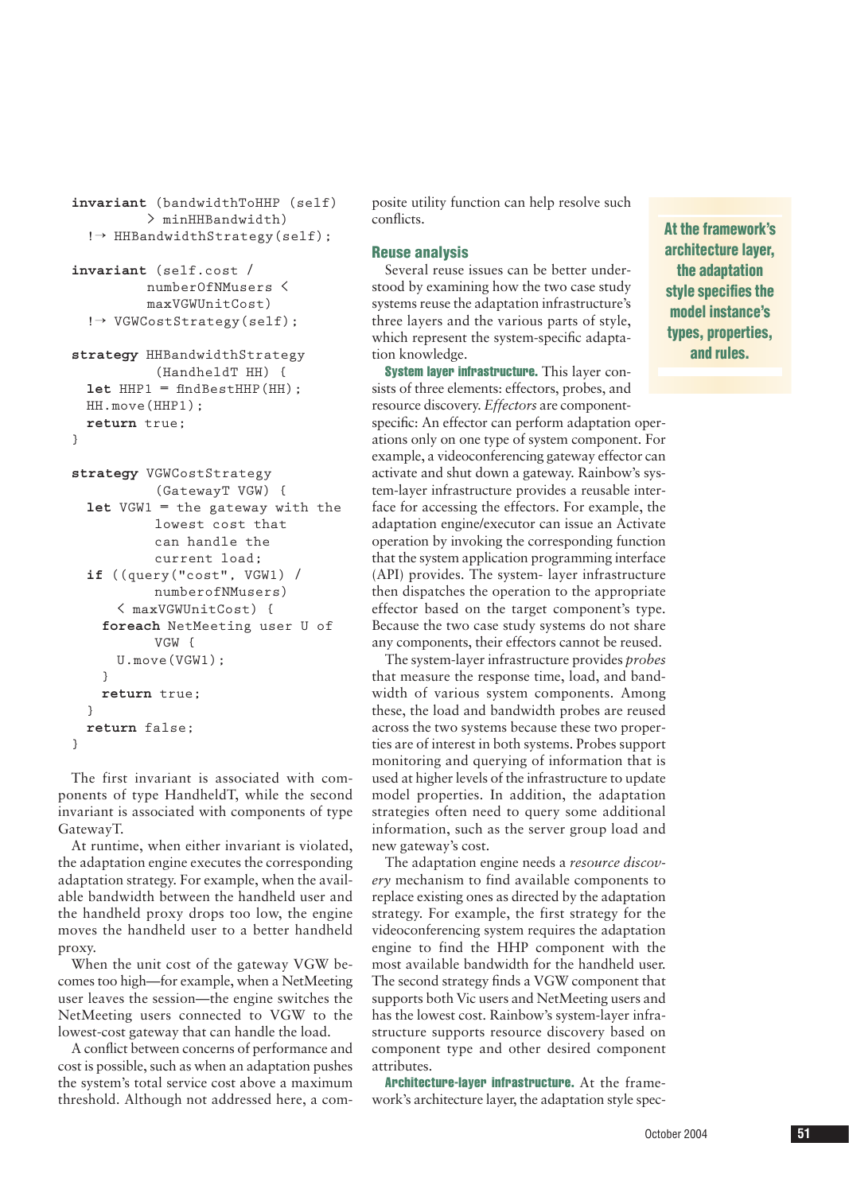```
invariant (bandwidthToHHP (self)
          > minHHBandwidth)
  !→ HHBandwidthStrategy(self);

invariant (self.cost /
          numberOfNMusers <
          maxVGWUnitCost)
  !→ VGWCostStrategy(self);

strategy HHBandwidthStrategy
          (HandheldT HH) {
  let HHP1 = findBestHHP(HH);
  HH.move(HHP1);
  return true;
}

strategy VGWCostStrategy
          (GatewayT VGW) {
  let VGW1 = the gateway with the
          lowest cost that
          can handle the
          current load;
  if ((query("cost", VGW1) /
          numberofNMusers)
     < maxVGWUnitCost) {
    foreach NetMeeting user U of
          VGW {
      U.move(VGW1);
    }
    return true;
  }
  return false;
}
```

The first invariant is associated with components of type HandheldT, while the second invariant is associated with components of type GatewayT.

At runtime, when either invariant is violated, the adaptation engine executes the corresponding adaptation strategy. For example, when the available bandwidth between the handheld user and the handheld proxy drops too low, the engine moves the handheld user to a better handheld proxy.

When the unit cost of the gateway VGW becomes too high—for example, when a NetMeeting user leaves the session—the engine switches the NetMeeting users connected to VGW to the lowest-cost gateway that can handle the load.

A conflict between concerns of performance and cost is possible, such as when an adaptation pushes the system's total service cost above a maximum threshold. Although not addressed here, a composite utility function can help resolve such conflicts.

## Reuse analysis

Several reuse issues can be better understood by examining how the two case study systems reuse the adaptation infrastructure's three layers and the various parts of style, which represent the system-specific adaptation knowledge.

**System layer infrastructure.** This layer consists of three elements: effectors, probes, and resource discovery. *Effectors* are component-specific: An effector can perform adaptation operations only on one type of system component. For example, a videoconferencing gateway effector can activate and shut down a gateway. Rainbow's system-layer infrastructure provides a reusable interface for accessing the effectors. For example, the adaptation engine/executor can issue an Activate operation by invoking the corresponding function that the system application programming interface (API) provides. The system- layer infrastructure then dispatches the operation to the appropriate effector based on the target component's type. Because the two case study systems do not share any components, their effectors cannot be reused.

The system-layer infrastructure provides *probes* that measure the response time, load, and bandwidth of various system components. Among these, the load and bandwidth probes are reused across the two systems because these two properties are of interest in both systems. Probes support monitoring and querying of information that is used at higher levels of the infrastructure to update model properties. In addition, the adaptation strategies often need to query some additional information, such as the server group load and new gateway's cost.

The adaptation engine needs a *resource discovery* mechanism to find available components to replace existing ones as directed by the adaptation strategy. For example, the first strategy for the videoconferencing system requires the adaptation engine to find the HHP component with the most available bandwidth for the handheld user. The second strategy finds a VGW component that supports both Vic users and NetMeeting users and has the lowest cost. Rainbow's system-layer infrastructure supports resource discovery based on component type and other desired component attributes.

**Architecture-layer infrastructure.** At the framework's architecture layer, the adaptation style spec-

> **At the framework's architecture layer, the adaptation style specifies the model instance's types, properties, and rules.**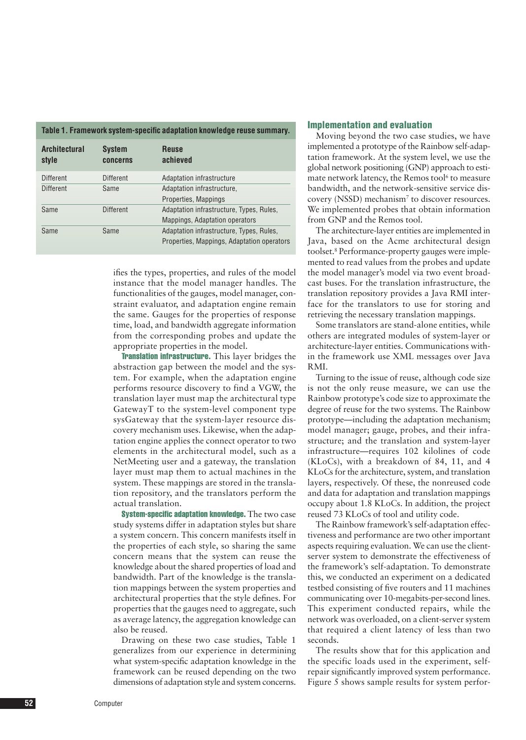**Table 1. Framework system-specific adaptation knowledge reuse summary.**

| Architectural style | System concerns | Reuse achieved |
|---|---|---|
| Different | Different | Adaptation infrastructure |
| Different | Same | Adaptation infrastructure, Properties, Mappings |
| Same | Different | Adaptation infrastructure, Types, Rules, Mappings, Adaptation operators |
| Same | Same | Adaptation infrastructure, Types, Rules, Properties, Mappings, Adaptation operators |

ifies the types, properties, and rules of the model instance that the model manager handles. The functionalities of the gauges, model manager, constraint evaluator, and adaptation engine remain the same. Gauges for the properties of response time, load, and bandwidth aggregate information from the corresponding probes and update the appropriate properties in the model.

**Translation infrastructure.** This layer bridges the abstraction gap between the model and the system. For example, when the adaptation engine performs resource discovery to find a VGW, the translation layer must map the architectural type GatewayT to the system-level component type sysGateway that the system-layer resource discovery mechanism uses. Likewise, when the adaptation engine applies the connect operator to two elements in the architectural model, such as a NetMeeting user and a gateway, the translation layer must map them to actual machines in the system. These mappings are stored in the translation repository, and the translators perform the actual translation.

**System-specific adaptation knowledge.** The two case study systems differ in adaptation styles but share a system concern. This concern manifests itself in the properties of each style, so sharing the same concern means that the system can reuse the knowledge about the shared properties of load and bandwidth. Part of the knowledge is the translation mappings between the system properties and architectural properties that the style defines. For properties that the gauges need to aggregate, such as average latency, the aggregation knowledge can also be reused.

Drawing on these two case studies, Table 1 generalizes from our experience in determining what system-specific adaptation knowledge in the framework can be reused depending on the two dimensions of adaptation style and system concerns.

## Implementation and evaluation

Moving beyond the two case studies, we have implemented a prototype of the Rainbow self-adaptation framework. At the system level, we use the global network positioning (GNP) approach to estimate network latency, the Remos tool[6] to measure bandwidth, and the network-sensitive service discovery (NSSD) mechanism[7] to discover resources. We implemented probes that obtain information from GNP and the Remos tool.

The architecture-layer entities are implemented in Java, based on the Acme architectural design toolset.[8] Performance-property gauges were implemented to read values from the probes and update the model manager's model via two event broadcast buses. For the translation infrastructure, the translation repository provides a Java RMI interface for the translators to use for storing and retrieving the necessary translation mappings.

Some translators are stand-alone entities, while others are integrated modules of system-layer or architecture-layer entities. Communications within the framework use XML messages over Java RMI.

Turning to the issue of reuse, although code size is not the only reuse measure, we can use the Rainbow prototype's code size to approximate the degree of reuse for the two systems. The Rainbow prototype—including the adaptation mechanism; model manager; gauge, probes, and their infrastructure; and the translation and system-layer infrastructure—requires 102 kilolines of code (KLoCs), with a breakdown of 84, 11, and 4 KLoCs for the architecture, system, and translation layers, respectively. Of these, the nonreused code and data for adaptation and translation mappings occupy about 1.8 KLoCs. In addition, the project reused 73 KLoCs of tool and utility code.

The Rainbow framework's self-adaptation effectiveness and performance are two other important aspects requiring evaluation. We can use the client-server system to demonstrate the effectiveness of the framework's self-adaptation. To demonstrate this, we conducted an experiment on a dedicated testbed consisting of five routers and 11 machines communicating over 10-megabits-per-second lines. This experiment conducted repairs, while the network was overloaded, on a client-server system that required a client latency of less than two seconds.

The results show that for this application and the specific loads used in the experiment, self-repair significantly improved system performance. Figure 5 shows sample results for system perfor-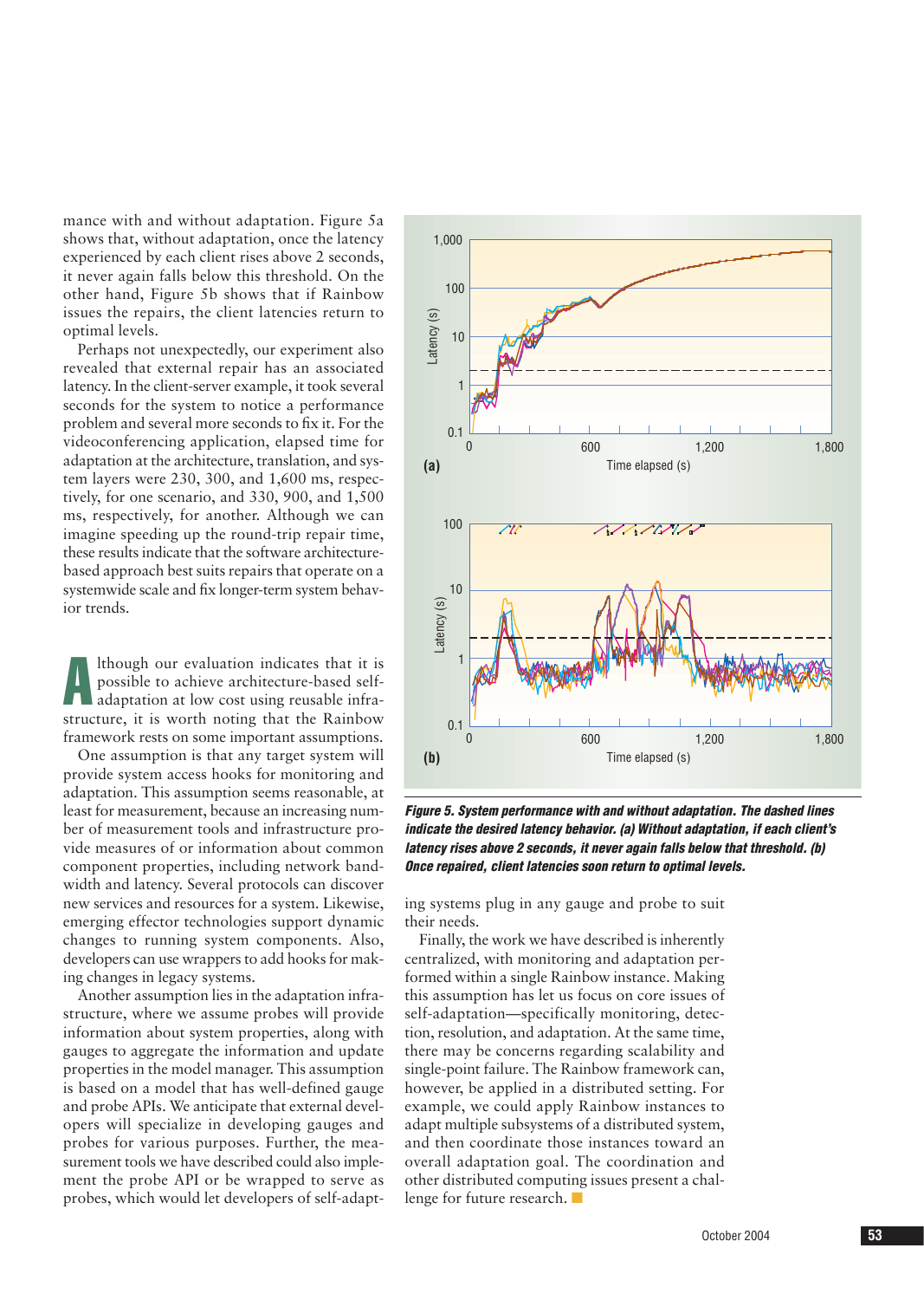mance with and without adaptation. Figure 5a shows that, without adaptation, once the latency experienced by each client rises above 2 seconds, it never again falls below this threshold. On the other hand, Figure 5b shows that if Rainbow issues the repairs, the client latencies return to optimal levels.

Perhaps not unexpectedly, our experiment also revealed that external repair has an associated latency. In the client-server example, it took several seconds for the system to notice a performance problem and several more seconds to fix it. For the videoconferencing application, elapsed time for adaptation at the architecture, translation, and system layers were 230, 300, and 1,600 ms, respectively, for one scenario, and 330, 900, and 1,500 ms, respectively, for another. Although we can imagine speeding up the round-trip repair time, these results indicate that the software architecture-based approach best suits repairs that operate on a systemwide scale and fix longer-term system behavior trends.

1,000
100
10
1
0.1
Latency (s)
0
600
1,200
1,800
Time elapsed (s)
(a)

100
10
1
0.1
Latency (s)
0
600
1,200
1,800
Time elapsed (s)
(b)

**Figure 5. System performance with and without adaptation. The dashed lines indicate the desired latency behavior. (a) Without adaptation, if each client's latency rises above 2 seconds, it never again falls below that threshold. (b) Once repaired, client latencies soon return to optimal levels.**

Although our evaluation indicates that it is possible to achieve architecture-based self-adaptation at low cost using reusable infrastructure, it is worth noting that the Rainbow framework rests on some important assumptions.

One assumption is that any target system will provide system access hooks for monitoring and adaptation. This assumption seems reasonable, at least for measurement, because an increasing number of measurement tools and infrastructure provide measures of or information about common component properties, including network bandwidth and latency. Several protocols can discover new services and resources for a system. Likewise, emerging effector technologies support dynamic changes to running system components. Also, developers can use wrappers to add hooks for making changes in legacy systems.

Another assumption lies in the adaptation infrastructure, where we assume probes will provide information about system properties, along with gauges to aggregate the information and update properties in the model manager. This assumption is based on a model that has well-defined gauge and probe APIs. We anticipate that external developers will specialize in developing gauges and probes for various purposes. Further, the measurement tools we have described could also implement the probe API or be wrapped to serve as probes, which would let developers of self-adapting systems plug in any gauge and probe to suit their needs.

Finally, the work we have described is inherently centralized, with monitoring and adaptation performed within a single Rainbow instance. Making this assumption has let us focus on core issues of self-adaptation—specifically monitoring, detection, resolution, and adaptation. At the same time, there may be concerns regarding scalability and single-point failure. The Rainbow framework can, however, be applied in a distributed setting. For example, we could apply Rainbow instances to adapt multiple subsystems of a distributed system, and then coordinate those instances toward an overall adaptation goal. The coordination and other distributed computing issues present a challenge for future research. ■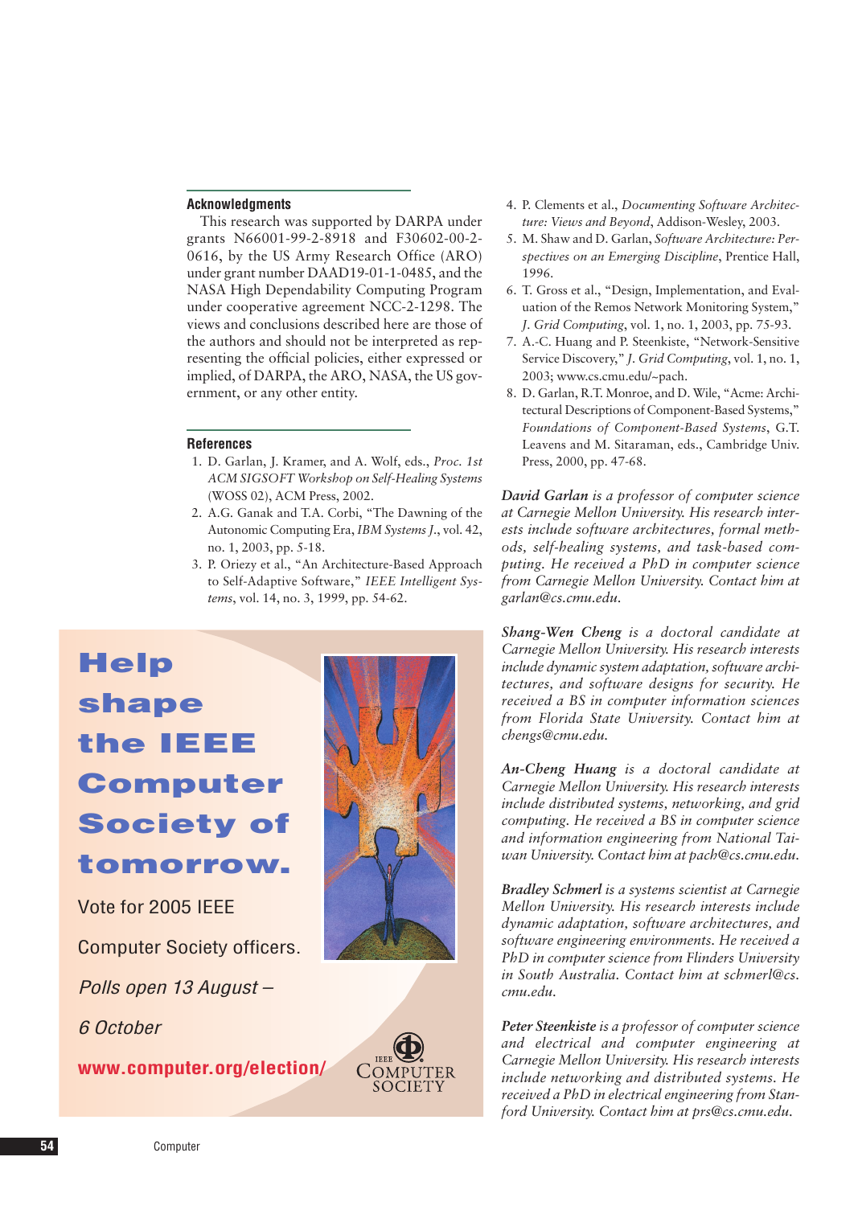## Acknowledgments

This research was supported by DARPA under grants N66001-99-2-8918 and F30602-00-2-0616, by the US Army Research Office (ARO) under grant number DAAD19-01-1-0485, and the NASA High Dependability Computing Program under cooperative agreement NCC-2-1298. The views and conclusions described here are those of the authors and should not be interpreted as representing the official policies, either expressed or implied, of DARPA, the ARO, NASA, the US government, or any other entity.

## References

1. D. Garlan, J. Kramer, and A. Wolf, eds., *Proc. 1st ACM SIGSOFT Workshop on Self-Healing Systems* (WOSS 02), ACM Press, 2002.
2. A.G. Ganak and T.A. Corbi, "The Dawning of the Autonomic Computing Era, *IBM Systems J.*, vol. 42, no. 1, 2003, pp. 5-18.
3. P. Oriezy et al., "An Architecture-Based Approach to Self-Adaptive Software," *IEEE Intelligent Systems*, vol. 14, no. 3, 1999, pp. 54-62.
4. P. Clements et al., *Documenting Software Architecture: Views and Beyond*, Addison-Wesley, 2003.
5. M. Shaw and D. Garlan, *Software Architecture: Perspectives on an Emerging Discipline*, Prentice Hall, 1996.
6. T. Gross et al., "Design, Implementation, and Evaluation of the Remos Network Monitoring System," *J. Grid Computing*, vol. 1, no. 1, 2003, pp. 75-93.
7. A.-C. Huang and P. Steenkiste, "Network-Sensitive Service Discovery," *J. Grid Computing*, vol. 1, no. 1, 2003; www.cs.cmu.edu/~pach.
8. D. Garlan, R.T. Monroe, and D. Wile, "Acme: Architectural Descriptions of Component-Based Systems," *Foundations of Component-Based Systems*, G.T. Leavens and M. Sitaraman, eds., Cambridge Univ. Press, 2000, pp. 47-68.

***David Garlan*** *is a professor of computer science at Carnegie Mellon University. His research interests include software architectures, formal methods, self-healing systems, and task-based computing. He received a PhD in computer science from Carnegie Mellon University. Contact him at garlan@cs.cmu.edu.*

***Shang-Wen Cheng*** *is a doctoral candidate at Carnegie Mellon University. His research interests include dynamic system adaptation, software architectures, and software designs for security. He received a BS in computer information sciences from Florida State University. Contact him at chengs@cmu.edu.*

***An-Cheng Huang*** *is a doctoral candidate at Carnegie Mellon University. His research interests include distributed systems, networking, and grid computing. He received a BS in computer science and information engineering from National Taiwan University. Contact him at pach@cs.cmu.edu.*

***Bradley Schmerl*** *is a systems scientist at Carnegie Mellon University. His research interests include dynamic adaptation, software architectures, and software engineering environments. He received a PhD in computer science from Flinders University in South Australia. Contact him at schmerl@cs.cmu.edu.*

***Peter Steenkiste*** *is a professor of computer science and electrical and computer engineering at Carnegie Mellon University. His research interests include networking and distributed systems. He received a PhD in electrical engineering from Stanford University. Contact him at prs@cs.cmu.edu.*

**Help shape the IEEE Computer Society of tomorrow.**

Vote for 2005 IEEE Computer Society officers.

*Polls open 13 August – 6 October*

**www.computer.org/election/**

IEEE Computer Society